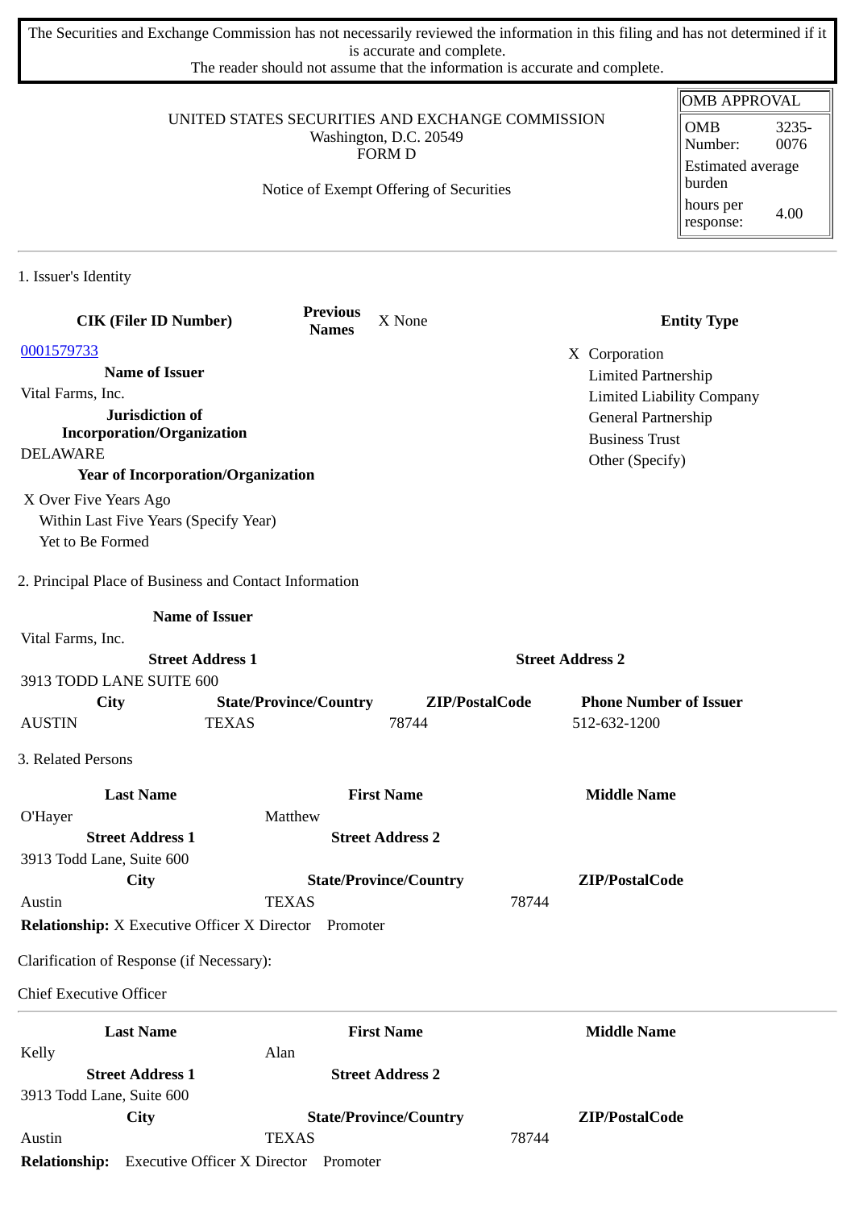The Securities and Exchange Commission has not necessarily reviewed the information in this filing and has not determined if it is accurate and complete.
The reader should not assume that the information is accurate and complete.

| OMB APPROVAL | |
|---|---|
| OMB Number: | 3235-0076 |
| Estimated average burden | |
| hours per response: | 4.00 |

UNITED STATES SECURITIES AND EXCHANGE COMMISSION
Washington, D.C. 20549
FORM D

Notice of Exempt Offering of Securities

## 1. Issuer's Identity

**CIK (Filer ID Number)**
0001579733

**Previous Names** X None

**Name of Issuer**
Vital Farms, Inc.

**Jurisdiction of Incorporation/Organization**
DELAWARE

**Year of Incorporation/Organization**
X Over Five Years Ago
Within Last Five Years (Specify Year)
Yet to Be Formed

**Entity Type**
X Corporation
Limited Partnership
Limited Liability Company
General Partnership
Business Trust
Other (Specify)

## 2. Principal Place of Business and Contact Information

**Name of Issuer**
Vital Farms, Inc.

| Street Address 1 | | | Street Address 2 |
|---|---|---|---|
| 3913 TODD LANE SUITE 600 | | | |
| **City** | **State/Province/Country** | **ZIP/PostalCode** | **Phone Number of Issuer** |
| AUSTIN | TEXAS | 78744 | 512-632-1200 |

## 3. Related Persons

| Last Name | First Name | Middle Name |
|---|---|---|
| O'Hayer | Matthew | |
| **Street Address 1** | **Street Address 2** | |
| 3913 Todd Lane, Suite 600 | | |
| **City** | **State/Province/Country** | **ZIP/PostalCode** |
| Austin | TEXAS | 78744 |

**Relationship:** X Executive Officer X Director Promoter

Clarification of Response (if Necessary):

Chief Executive Officer

---

| Last Name | First Name | Middle Name |
|---|---|---|
| Kelly | Alan | |
| **Street Address 1** | **Street Address 2** | |
| 3913 Todd Lane, Suite 600 | | |
| **City** | **State/Province/Country** | **ZIP/PostalCode** |
| Austin | TEXAS | 78744 |

**Relationship:** Executive Officer X Director Promoter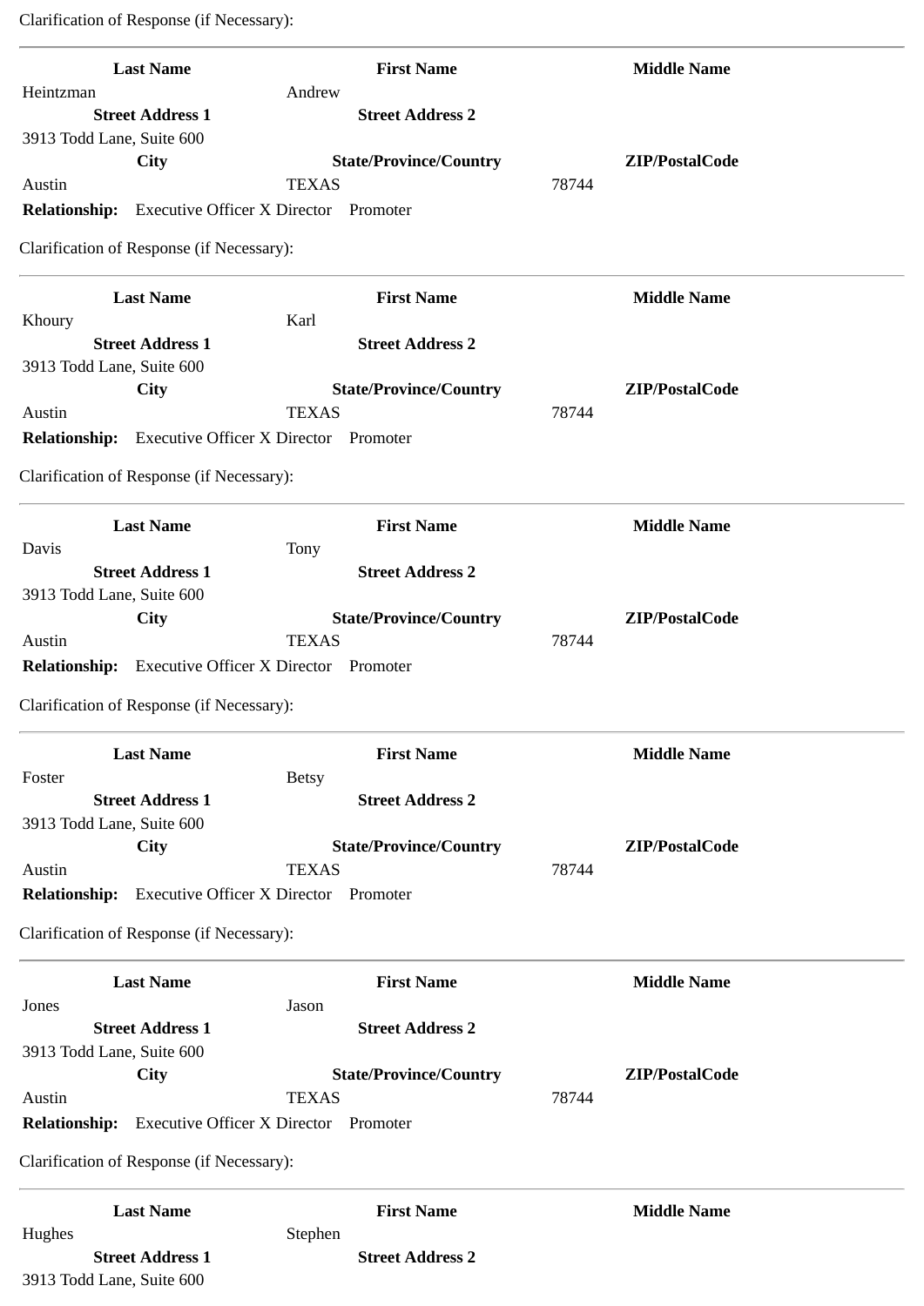Clarification of Response (if Necessary):

---

| Last Name | First Name | Middle Name |
|---|---|---|
| Heintzman | Andrew | |
| **Street Address 1** | **Street Address 2** | |
| 3913 Todd Lane, Suite 600 | | |
| **City** | **State/Province/Country** | **ZIP/PostalCode** |
| Austin | TEXAS | 78744 |

**Relationship:** Executive Officer X Director Promoter

Clarification of Response (if Necessary):

---

| Last Name | First Name | Middle Name |
|---|---|---|
| Khoury | Karl | |
| **Street Address 1** | **Street Address 2** | |
| 3913 Todd Lane, Suite 600 | | |
| **City** | **State/Province/Country** | **ZIP/PostalCode** |
| Austin | TEXAS | 78744 |

**Relationship:** Executive Officer X Director Promoter

Clarification of Response (if Necessary):

---

| Last Name | First Name | Middle Name |
|---|---|---|
| Davis | Tony | |
| **Street Address 1** | **Street Address 2** | |
| 3913 Todd Lane, Suite 600 | | |
| **City** | **State/Province/Country** | **ZIP/PostalCode** |
| Austin | TEXAS | 78744 |

**Relationship:** Executive Officer X Director Promoter

Clarification of Response (if Necessary):

---

| Last Name | First Name | Middle Name |
|---|---|---|
| Foster | Betsy | |
| **Street Address 1** | **Street Address 2** | |
| 3913 Todd Lane, Suite 600 | | |
| **City** | **State/Province/Country** | **ZIP/PostalCode** |
| Austin | TEXAS | 78744 |

**Relationship:** Executive Officer X Director Promoter

Clarification of Response (if Necessary):

---

| Last Name | First Name | Middle Name |
|---|---|---|
| Jones | Jason | |
| **Street Address 1** | **Street Address 2** | |
| 3913 Todd Lane, Suite 600 | | |
| **City** | **State/Province/Country** | **ZIP/PostalCode** |
| Austin | TEXAS | 78744 |

**Relationship:** Executive Officer X Director Promoter

Clarification of Response (if Necessary):

---

| Last Name | First Name | Middle Name |
|---|---|---|
| Hughes | Stephen | |
| **Street Address 1** | **Street Address 2** | |
| 3913 Todd Lane, Suite 600 | | |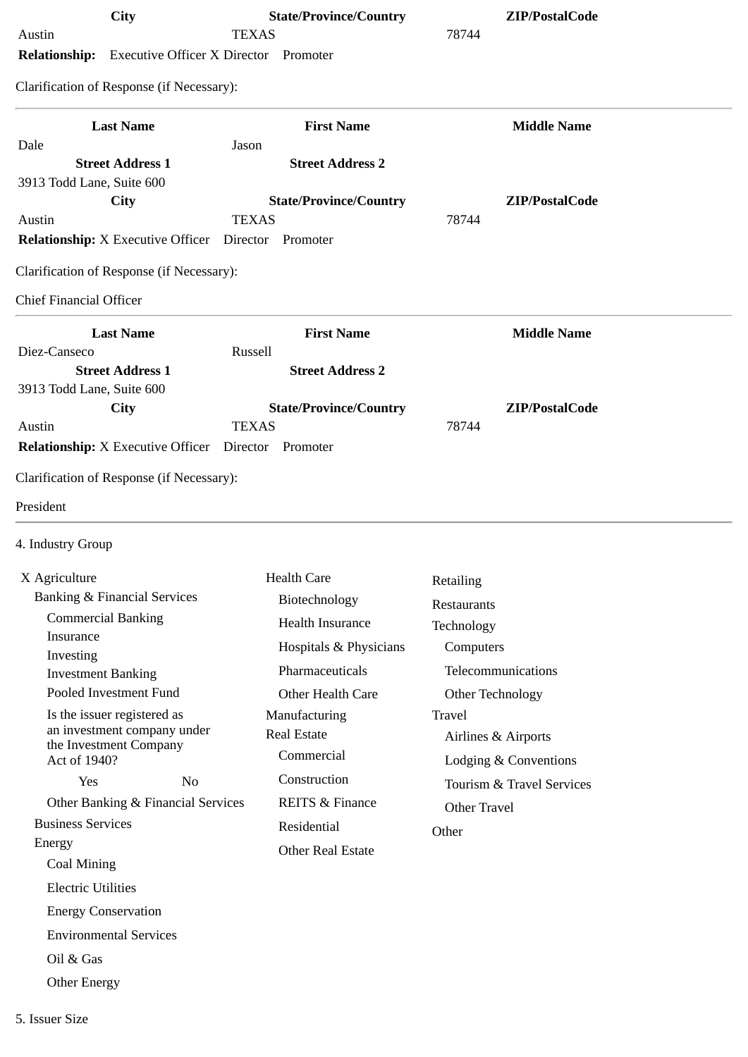| City | State/Province/Country | ZIP/PostalCode |
|---|---|---|
| Austin | TEXAS | 78744 |

**Relationship:** Executive Officer X Director Promoter

Clarification of Response (if Necessary):

---

| Last Name | First Name | Middle Name |
|---|---|---|
| Dale | Jason | |
| **Street Address 1** | **Street Address 2** | |
| 3913 Todd Lane, Suite 600 | | |
| **City** | **State/Province/Country** | **ZIP/PostalCode** |
| Austin | TEXAS | 78744 |

**Relationship:** X Executive Officer Director Promoter

Clarification of Response (if Necessary):

Chief Financial Officer

---

| Last Name | First Name | Middle Name |
|---|---|---|
| Diez-Canseco | Russell | |
| **Street Address 1** | **Street Address 2** | |
| 3913 Todd Lane, Suite 600 | | |
| **City** | **State/Province/Country** | **ZIP/PostalCode** |
| Austin | TEXAS | 78744 |

**Relationship:** X Executive Officer Director Promoter

Clarification of Response (if Necessary):

President

---

4. Industry Group

X Agriculture
- Banking & Financial Services
  - Commercial Banking
  - Insurance
  - Investing
  - Investment Banking
  - Pooled Investment Fund
  - Is the issuer registered as an investment company under the Investment Company Act of 1940?
    - Yes No
  - Other Banking & Financial Services
- Business Services
- Energy
  - Coal Mining
  - Electric Utilities
  - Energy Conservation
  - Environmental Services
  - Oil & Gas
  - Other Energy

Health Care
- Biotechnology
- Health Insurance
- Hospitals & Physicians
- Pharmaceuticals
- Other Health Care

Manufacturing

Real Estate
- Commercial
- Construction
- REITS & Finance
- Residential
- Other Real Estate

Retailing

Restaurants

Technology
- Computers
- Telecommunications
- Other Technology

Travel
- Airlines & Airports
- Lodging & Conventions
- Tourism & Travel Services
- Other Travel

Other

5. Issuer Size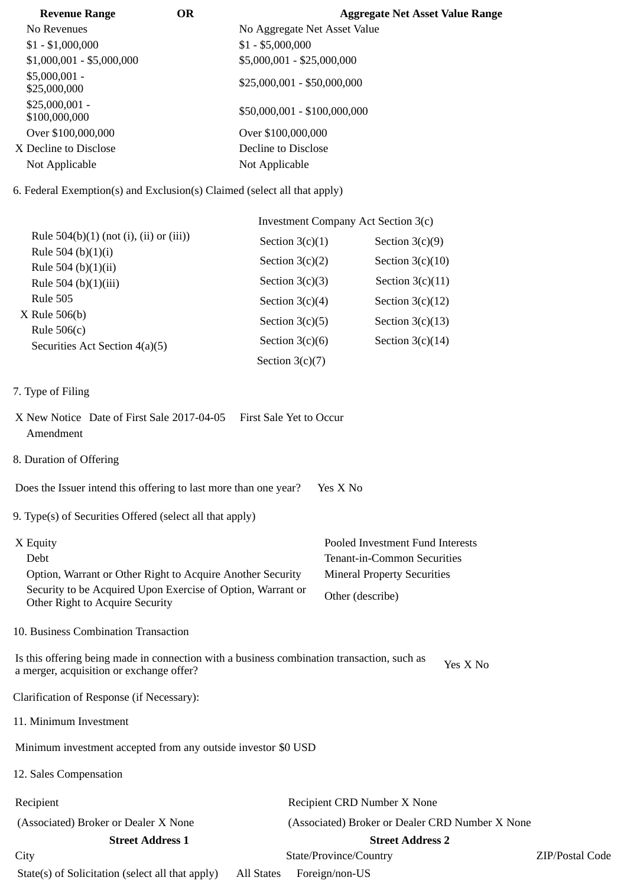| Revenue Range | OR | Aggregate Net Asset Value Range |
|---|---|---|
| No Revenues | | No Aggregate Net Asset Value |
| $1 - $1,000,000 | | $1 - $5,000,000 |
| $1,000,001 - $5,000,000 | | $5,000,001 - $25,000,000 |
| $5,000,001 - $25,000,000 | | $25,000,001 - $50,000,000 |
| $25,000,001 - $100,000,000 | | $50,000,001 - $100,000,000 |
| Over $100,000,000 | | Over $100,000,000 |
| X Decline to Disclose | | Decline to Disclose |
| Not Applicable | | Not Applicable |

6. Federal Exemption(s) and Exclusion(s) Claimed (select all that apply)

| | Investment Company Act Section 3(c) | |
|---|---|---|
| Rule 504(b)(1) (not (i), (ii) or (iii)) | Section 3(c)(1) | Section 3(c)(9) |
| Rule 504 (b)(1)(i) | Section 3(c)(2) | Section 3(c)(10) |
| Rule 504 (b)(1)(ii) | Section 3(c)(3) | Section 3(c)(11) |
| Rule 504 (b)(1)(iii) | Section 3(c)(4) | Section 3(c)(12) |
| Rule 505 | Section 3(c)(5) | Section 3(c)(13) |
| X Rule 506(b) | Section 3(c)(6) | Section 3(c)(14) |
| Rule 506(c) | Section 3(c)(7) | |
| Securities Act Section 4(a)(5) | | |

7. Type of Filing

X New Notice Date of First Sale 2017-04-05 First Sale Yet to Occur
Amendment

8. Duration of Offering

Does the Issuer intend this offering to last more than one year? Yes X No

9. Type(s) of Securities Offered (select all that apply)

| | |
|---|---|
| X Equity | Pooled Investment Fund Interests |
| Debt | Tenant-in-Common Securities |
| Option, Warrant or Other Right to Acquire Another Security | Mineral Property Securities |
| Security to be Acquired Upon Exercise of Option, Warrant or Other Right to Acquire Security | Other (describe) |

10. Business Combination Transaction

Is this offering being made in connection with a business combination transaction, such as a merger, acquisition or exchange offer? Yes X No

Clarification of Response (if Necessary):

11. Minimum Investment

Minimum investment accepted from any outside investor $0 USD

12. Sales Compensation

| | | |
|---|---|---|
| Recipient | Recipient CRD Number X None | |
| (Associated) Broker or Dealer X None | (Associated) Broker or Dealer CRD Number X None | |
| **Street Address 1** | **Street Address 2** | |
| City | State/Province/Country | ZIP/Postal Code |

State(s) of Solicitation (select all that apply) All States Foreign/non-US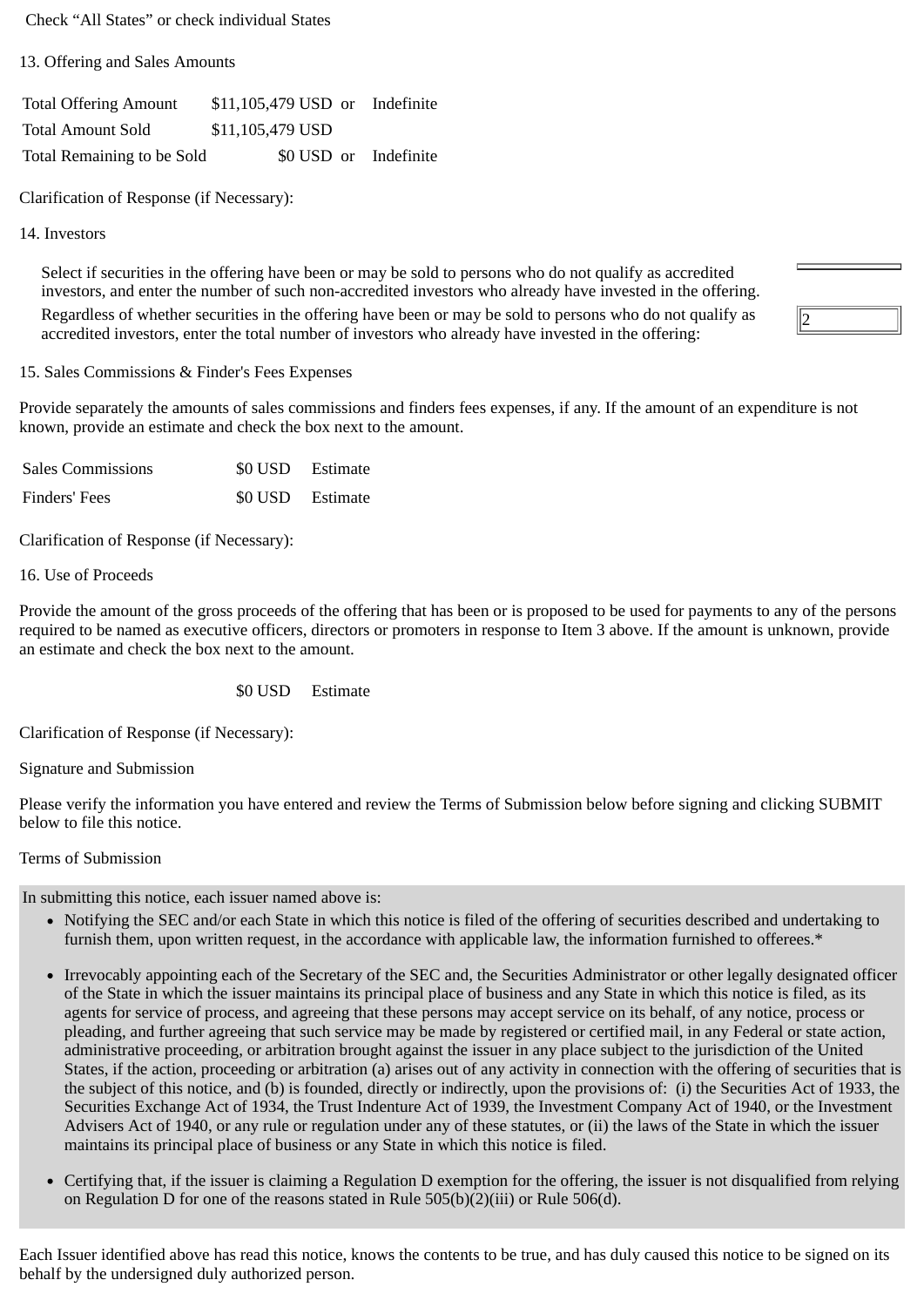Check "All States" or check individual States

13. Offering and Sales Amounts

| | | | |
|---|---|---|---|
| Total Offering Amount | $11,105,479 USD | or | Indefinite |
| Total Amount Sold | $11,105,479 USD | | |
| Total Remaining to be Sold | $0 USD | or | Indefinite |

Clarification of Response (if Necessary):

14. Investors

Select if securities in the offering have been or may be sold to persons who do not qualify as accredited investors, and enter the number of such non-accredited investors who already have invested in the offering.

Regardless of whether securities in the offering have been or may be sold to persons who do not qualify as accredited investors, enter the total number of investors who already have invested in the offering: 2

15. Sales Commissions & Finder's Fees Expenses

Provide separately the amounts of sales commissions and finders fees expenses, if any. If the amount of an expenditure is not known, provide an estimate and check the box next to the amount.

| | | |
|---|---|---|
| Sales Commissions | $0 USD | Estimate |
| Finders' Fees | $0 USD | Estimate |

Clarification of Response (if Necessary):

16. Use of Proceeds

Provide the amount of the gross proceeds of the offering that has been or is proposed to be used for payments to any of the persons required to be named as executive officers, directors or promoters in response to Item 3 above. If the amount is unknown, provide an estimate and check the box next to the amount.

$0 USD Estimate

Clarification of Response (if Necessary):

Signature and Submission

Please verify the information you have entered and review the Terms of Submission below before signing and clicking SUBMIT below to file this notice.

Terms of Submission

In submitting this notice, each issuer named above is:

- Notifying the SEC and/or each State in which this notice is filed of the offering of securities described and undertaking to furnish them, upon written request, in the accordance with applicable law, the information furnished to offerees.*
- Irrevocably appointing each of the Secretary of the SEC and, the Securities Administrator or other legally designated officer of the State in which the issuer maintains its principal place of business and any State in which this notice is filed, as its agents for service of process, and agreeing that these persons may accept service on its behalf, of any notice, process or pleading, and further agreeing that such service may be made by registered or certified mail, in any Federal or state action, administrative proceeding, or arbitration brought against the issuer in any place subject to the jurisdiction of the United States, if the action, proceeding or arbitration (a) arises out of any activity in connection with the offering of securities that is the subject of this notice, and (b) is founded, directly or indirectly, upon the provisions of: (i) the Securities Act of 1933, the Securities Exchange Act of 1934, the Trust Indenture Act of 1939, the Investment Company Act of 1940, or the Investment Advisers Act of 1940, or any rule or regulation under any of these statutes, or (ii) the laws of the State in which the issuer maintains its principal place of business or any State in which this notice is filed.
- Certifying that, if the issuer is claiming a Regulation D exemption for the offering, the issuer is not disqualified from relying on Regulation D for one of the reasons stated in Rule 505(b)(2)(iii) or Rule 506(d).

Each Issuer identified above has read this notice, knows the contents to be true, and has duly caused this notice to be signed on its behalf by the undersigned duly authorized person.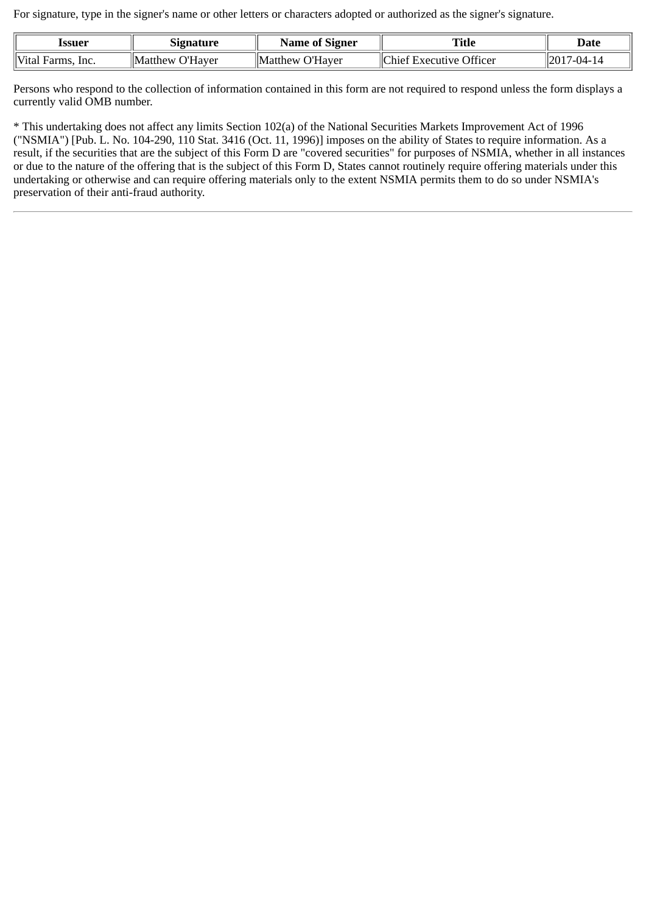For signature, type in the signer's name or other letters or characters adopted or authorized as the signer's signature.

| Issuer | Signature | Name of Signer | Title | Date |
| --- | --- | --- | --- | --- |
| Vital Farms, Inc. | Matthew O'Hayer | Matthew O'Hayer | Chief Executive Officer | 2017-04-14 |

Persons who respond to the collection of information contained in this form are not required to respond unless the form displays a currently valid OMB number.

* This undertaking does not affect any limits Section 102(a) of the National Securities Markets Improvement Act of 1996 ("NSMIA") [Pub. L. No. 104-290, 110 Stat. 3416 (Oct. 11, 1996)] imposes on the ability of States to require information. As a result, if the securities that are the subject of this Form D are "covered securities" for purposes of NSMIA, whether in all instances or due to the nature of the offering that is the subject of this Form D, States cannot routinely require offering materials under this undertaking or otherwise and can require offering materials only to the extent NSMIA permits them to do so under NSMIA's preservation of their anti-fraud authority.